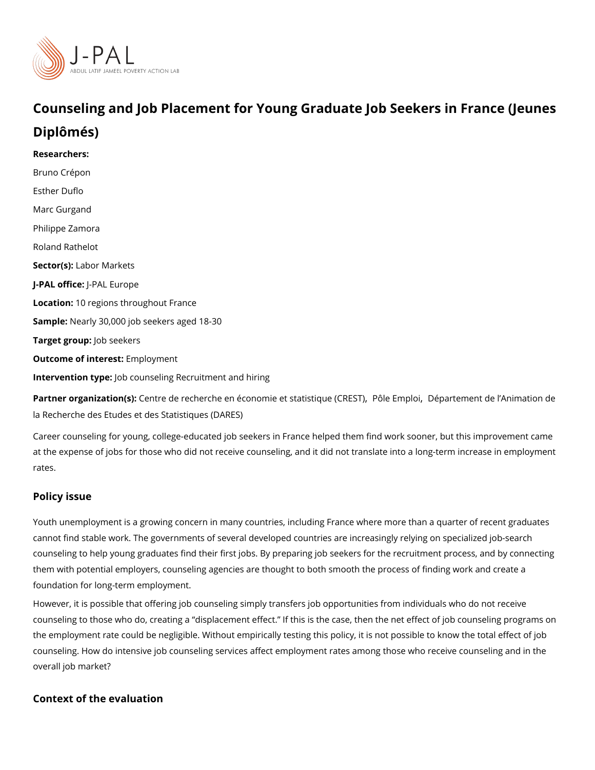# Counseling and Job Placement for Young Graduate Job Seekers in France (Jeunes Diplômés)

**Researchers:**

Bruno Crépon

Esther Duflo

Marc Gurgand

Philippe Zamora

Roland Rathelot

**Sector(s):** Labor Markets

**J-PAL office:** J-PAL Europe

**Location:** 10 regions throughout France

**Sample:** Nearly 30,000 job seekers aged 18-30

**Target group:** Job seekers

**Outcome of interest:** Employment

**Intervention type:** Job counseling Recruitment and hiring

**Partner organization(s):** Centre de recherche en économie et statistique (CREST), Pôle Emploi, Département de l'Animation de la Recherche des Etudes et des Statistiques (DARES)

Career counseling for young, college-educated job seekers in France helped them find work sooner, but this improvement came at the expense of jobs for those who did not receive counseling, and it did not translate into a long-term increase in employment rates.

## Policy issue

Youth unemployment is a growing concern in many countries, including France where more than a quarter of recent graduates cannot find stable work. The governments of several developed countries are increasingly relying on specialized job-search counseling to help young graduates find their first jobs. By preparing job seekers for the recruitment process, and by connecting them with potential employers, counseling agencies are thought to both smooth the process of finding work and create a foundation for long-term employment.

However, it is possible that offering job counseling simply transfers job opportunities from individuals who do not receive counseling to those who do, creating a "displacement effect." If this is the case, then the net effect of job counseling programs on the employment rate could be negligible. Without empirically testing this policy, it is not possible to know the total effect of job counseling. How do intensive job counseling services affect employment rates among those who receive counseling and in the overall job market?

## Context of the evaluation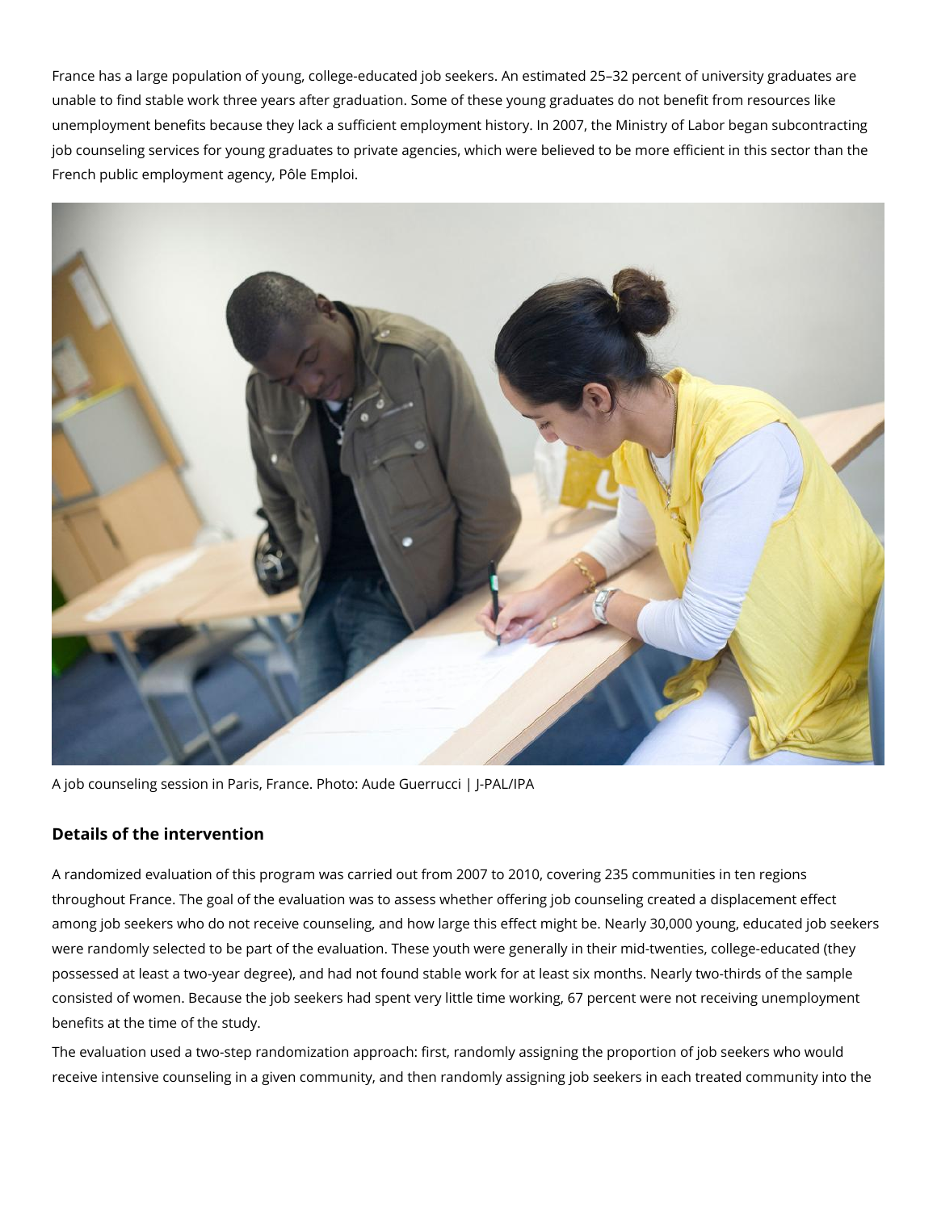France has a large population of young, college-educated job seekers. An estimated 25–32 percent of university graduates are unable to find stable work three years after graduation. Some of these young graduates do not benefit from resources like unemployment benefits because they lack a sufficient employment history. In 2007, the Ministry of Labor began subcontracting job counseling services for young graduates to private agencies, which were believed to be more efficient in this sector than the French public employment agency, Pôle Emploi.

A job counseling session in Paris, France. Photo: Aude Guerrucci | J-PAL/IPA

## Details of the intervention

A randomized evaluation of this program was carried out from 2007 to 2010, covering 235 communities in ten regions throughout France. The goal of the evaluation was to assess whether offering job counseling created a displacement effect among job seekers who do not receive counseling, and how large this effect might be. Nearly 30,000 young, educated job seekers were randomly selected to be part of the evaluation. These youth were generally in their mid-twenties, college-educated (they possessed at least a two-year degree), and had not found stable work for at least six months. Nearly two-thirds of the sample consisted of women. Because the job seekers had spent very little time working, 67 percent were not receiving unemployment benefits at the time of the study.

The evaluation used a two-step randomization approach: first, randomly assigning the proportion of job seekers who would receive intensive counseling in a given community, and then randomly assigning job seekers in each treated community into the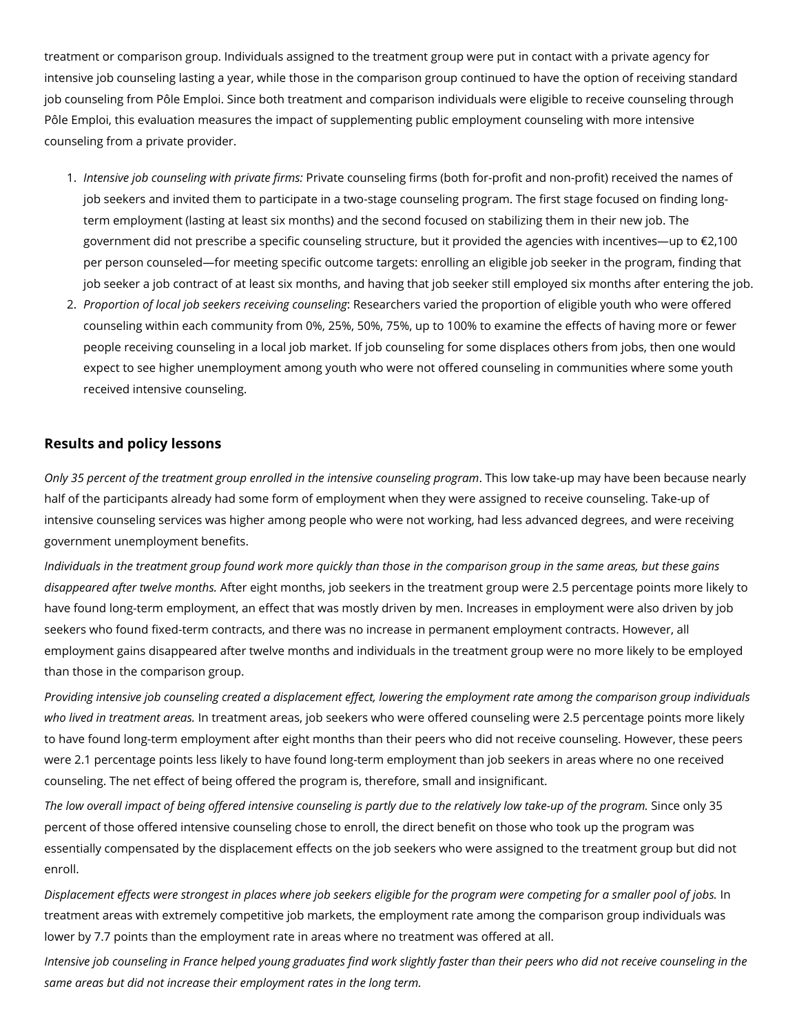treatment or comparison group. Individuals assigned to the treatment group were put in contact with a private agency for intensive job counseling lasting a year, while those in the comparison group continued to have the option of receiving standard job counseling from Pôle Emploi. Since both treatment and comparison individuals were eligible to receive counseling through Pôle Emploi, this evaluation measures the impact of supplementing public employment counseling with more intensive counseling from a private provider.

1. *Intensive job counseling with private firms:* Private counseling firms (both for-profit and non-profit) received the names of job seekers and invited them to participate in a two-stage counseling program. The first stage focused on finding long-term employment (lasting at least six months) and the second focused on stabilizing them in their new job. The government did not prescribe a specific counseling structure, but it provided the agencies with incentives—up to €2,100 per person counseled—for meeting specific outcome targets: enrolling an eligible job seeker in the program, finding that job seeker a job contract of at least six months, and having that job seeker still employed six months after entering the job.
2. *Proportion of local job seekers receiving counseling*: Researchers varied the proportion of eligible youth who were offered counseling within each community from 0%, 25%, 50%, 75%, up to 100% to examine the effects of having more or fewer people receiving counseling in a local job market. If job counseling for some displaces others from jobs, then one would expect to see higher unemployment among youth who were not offered counseling in communities where some youth received intensive counseling.

## Results and policy lessons

*Only 35 percent of the treatment group enrolled in the intensive counseling program*. This low take-up may have been because nearly half of the participants already had some form of employment when they were assigned to receive counseling. Take-up of intensive counseling services was higher among people who were not working, had less advanced degrees, and were receiving government unemployment benefits.

*Individuals in the treatment group found work more quickly than those in the comparison group in the same areas, but these gains disappeared after twelve months.* After eight months, job seekers in the treatment group were 2.5 percentage points more likely to have found long-term employment, an effect that was mostly driven by men. Increases in employment were also driven by job seekers who found fixed-term contracts, and there was no increase in permanent employment contracts. However, all employment gains disappeared after twelve months and individuals in the treatment group were no more likely to be employed than those in the comparison group.

*Providing intensive job counseling created a displacement effect, lowering the employment rate among the comparison group individuals who lived in treatment areas.* In treatment areas, job seekers who were offered counseling were 2.5 percentage points more likely to have found long-term employment after eight months than their peers who did not receive counseling. However, these peers were 2.1 percentage points less likely to have found long-term employment than job seekers in areas where no one received counseling. The net effect of being offered the program is, therefore, small and insignificant.

*The low overall impact of being offered intensive counseling is partly due to the relatively low take-up of the program.* Since only 35 percent of those offered intensive counseling chose to enroll, the direct benefit on those who took up the program was essentially compensated by the displacement effects on the job seekers who were assigned to the treatment group but did not enroll.

*Displacement effects were strongest in places where job seekers eligible for the program were competing for a smaller pool of jobs.* In treatment areas with extremely competitive job markets, the employment rate among the comparison group individuals was lower by 7.7 points than the employment rate in areas where no treatment was offered at all.

*Intensive job counseling in France helped young graduates find work slightly faster than their peers who did not receive counseling in the same areas but did not increase their employment rates in the long term.*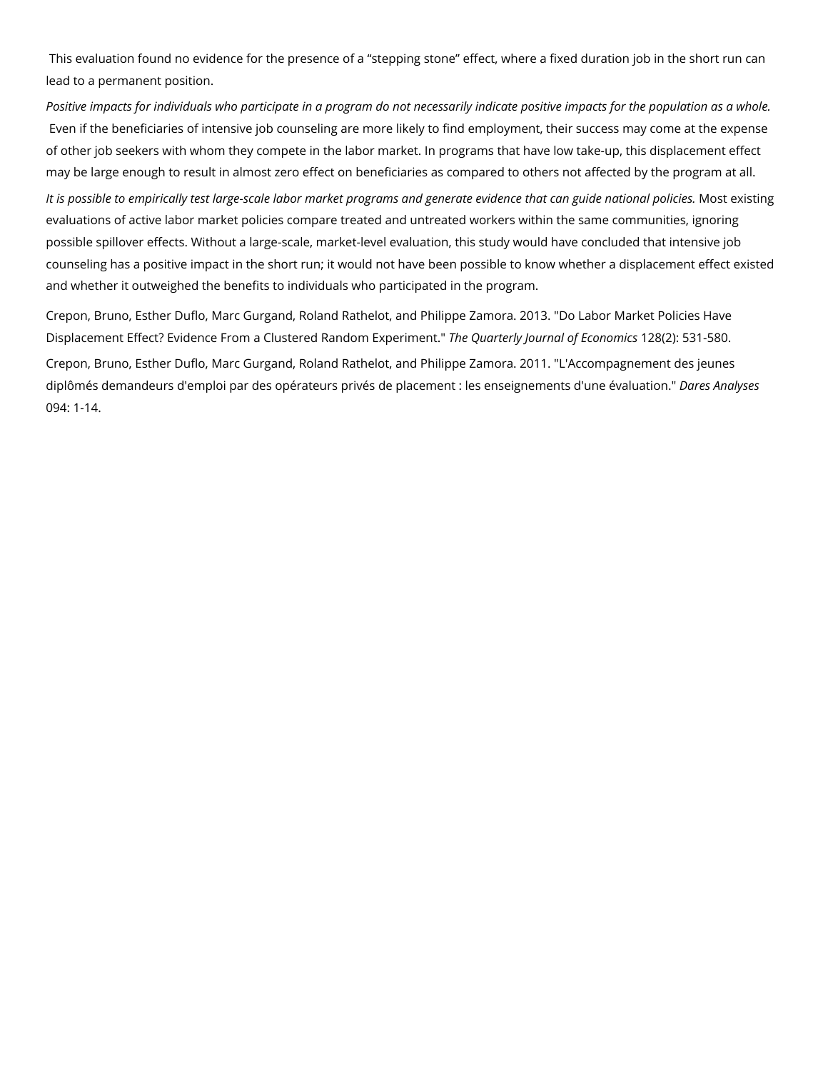This evaluation found no evidence for the presence of a “stepping stone” effect, where a fixed duration job in the short run can lead to a permanent position.

*Positive impacts for individuals who participate in a program do not necessarily indicate positive impacts for the population as a whole.* Even if the beneficiaries of intensive job counseling are more likely to find employment, their success may come at the expense of other job seekers with whom they compete in the labor market. In programs that have low take-up, this displacement effect may be large enough to result in almost zero effect on beneficiaries as compared to others not affected by the program at all.

*It is possible to empirically test large-scale labor market programs and generate evidence that can guide national policies.* Most existing evaluations of active labor market policies compare treated and untreated workers within the same communities, ignoring possible spillover effects. Without a large-scale, market-level evaluation, this study would have concluded that intensive job counseling has a positive impact in the short run; it would not have been possible to know whether a displacement effect existed and whether it outweighed the benefits to individuals who participated in the program.

Crepon, Bruno, Esther Duflo, Marc Gurgand, Roland Rathelot, and Philippe Zamora. 2013. "Do Labor Market Policies Have Displacement Effect? Evidence From a Clustered Random Experiment." *The Quarterly Journal of Economics* 128(2): 531-580.

Crepon, Bruno, Esther Duflo, Marc Gurgand, Roland Rathelot, and Philippe Zamora. 2011. "L'Accompagnement des jeunes diplômés demandeurs d'emploi par des opérateurs privés de placement : les enseignements d'une évaluation." *Dares Analyses* 094: 1-14.